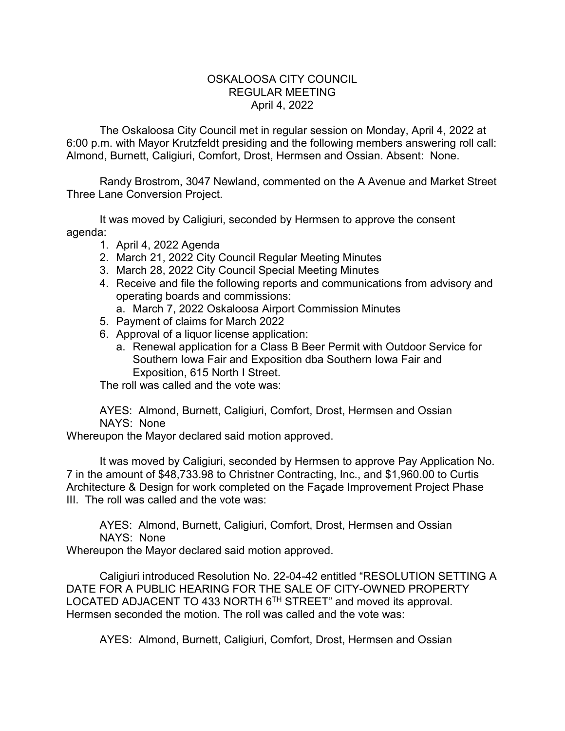# OSKALOOSA CITY COUNCIL
## REGULAR MEETING
### April 4, 2022

The Oskaloosa City Council met in regular session on Monday, April 4, 2022 at 6:00 p.m. with Mayor Krutzfeldt presiding and the following members answering roll call: Almond, Burnett, Caligiuri, Comfort, Drost, Hermsen and Ossian. Absent: None.

Randy Brostrom, 3047 Newland, commented on the A Avenue and Market Street Three Lane Conversion Project.

It was moved by Caligiuri, seconded by Hermsen to approve the consent agenda:

1. April 4, 2022 Agenda
2. March 21, 2022 City Council Regular Meeting Minutes
3. March 28, 2022 City Council Special Meeting Minutes
4. Receive and file the following reports and communications from advisory and operating boards and commissions:
   a. March 7, 2022 Oskaloosa Airport Commission Minutes
5. Payment of claims for March 2022
6. Approval of a liquor license application:
   a. Renewal application for a Class B Beer Permit with Outdoor Service for Southern Iowa Fair and Exposition dba Southern Iowa Fair and Exposition, 615 North I Street.

The roll was called and the vote was:

AYES: Almond, Burnett, Caligiuri, Comfort, Drost, Hermsen and Ossian
NAYS: None

Whereupon the Mayor declared said motion approved.

It was moved by Caligiuri, seconded by Hermsen to approve Pay Application No. 7 in the amount of $48,733.98 to Christner Contracting, Inc., and $1,960.00 to Curtis Architecture & Design for work completed on the Façade Improvement Project Phase III. The roll was called and the vote was:

AYES: Almond, Burnett, Caligiuri, Comfort, Drost, Hermsen and Ossian
NAYS: None

Whereupon the Mayor declared said motion approved.

Caligiuri introduced Resolution No. 22-04-42 entitled "RESOLUTION SETTING A DATE FOR A PUBLIC HEARING FOR THE SALE OF CITY-OWNED PROPERTY LOCATED ADJACENT TO 433 NORTH 6TH STREET" and moved its approval. Hermsen seconded the motion. The roll was called and the vote was:

AYES: Almond, Burnett, Caligiuri, Comfort, Drost, Hermsen and Ossian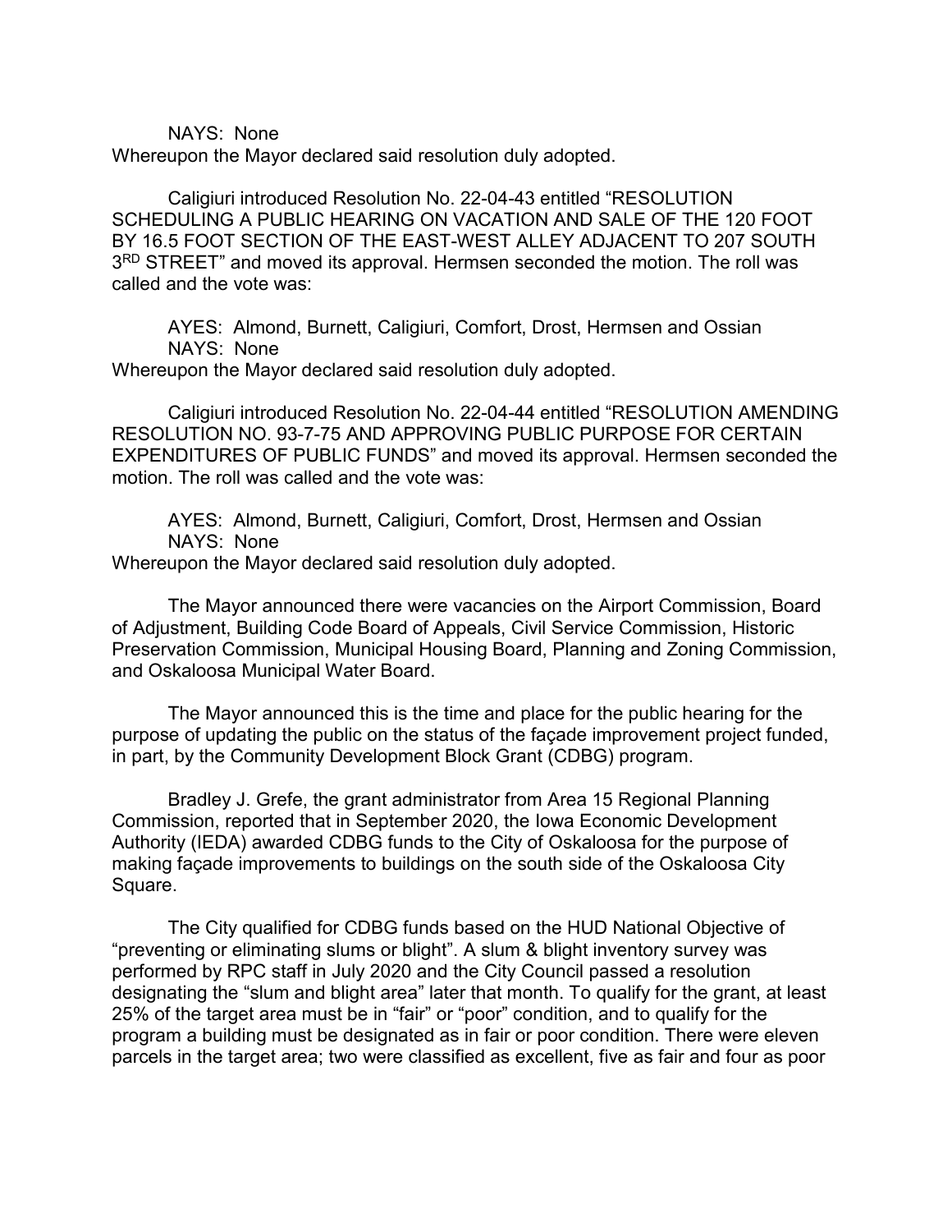NAYS: None
Whereupon the Mayor declared said resolution duly adopted.

Caligiuri introduced Resolution No. 22-04-43 entitled "RESOLUTION SCHEDULING A PUBLIC HEARING ON VACATION AND SALE OF THE 120 FOOT BY 16.5 FOOT SECTION OF THE EAST-WEST ALLEY ADJACENT TO 207 SOUTH 3RD STREET" and moved its approval. Hermsen seconded the motion. The roll was called and the vote was:

AYES: Almond, Burnett, Caligiuri, Comfort, Drost, Hermsen and Ossian
NAYS: None
Whereupon the Mayor declared said resolution duly adopted.

Caligiuri introduced Resolution No. 22-04-44 entitled "RESOLUTION AMENDING RESOLUTION NO. 93-7-75 AND APPROVING PUBLIC PURPOSE FOR CERTAIN EXPENDITURES OF PUBLIC FUNDS" and moved its approval. Hermsen seconded the motion. The roll was called and the vote was:

AYES: Almond, Burnett, Caligiuri, Comfort, Drost, Hermsen and Ossian
NAYS: None
Whereupon the Mayor declared said resolution duly adopted.

The Mayor announced there were vacancies on the Airport Commission, Board of Adjustment, Building Code Board of Appeals, Civil Service Commission, Historic Preservation Commission, Municipal Housing Board, Planning and Zoning Commission, and Oskaloosa Municipal Water Board.

The Mayor announced this is the time and place for the public hearing for the purpose of updating the public on the status of the façade improvement project funded, in part, by the Community Development Block Grant (CDBG) program.

Bradley J. Grefe, the grant administrator from Area 15 Regional Planning Commission, reported that in September 2020, the Iowa Economic Development Authority (IEDA) awarded CDBG funds to the City of Oskaloosa for the purpose of making façade improvements to buildings on the south side of the Oskaloosa City Square.

The City qualified for CDBG funds based on the HUD National Objective of "preventing or eliminating slums or blight". A slum & blight inventory survey was performed by RPC staff in July 2020 and the City Council passed a resolution designating the "slum and blight area" later that month. To qualify for the grant, at least 25% of the target area must be in "fair" or "poor" condition, and to qualify for the program a building must be designated as in fair or poor condition. There were eleven parcels in the target area; two were classified as excellent, five as fair and four as poor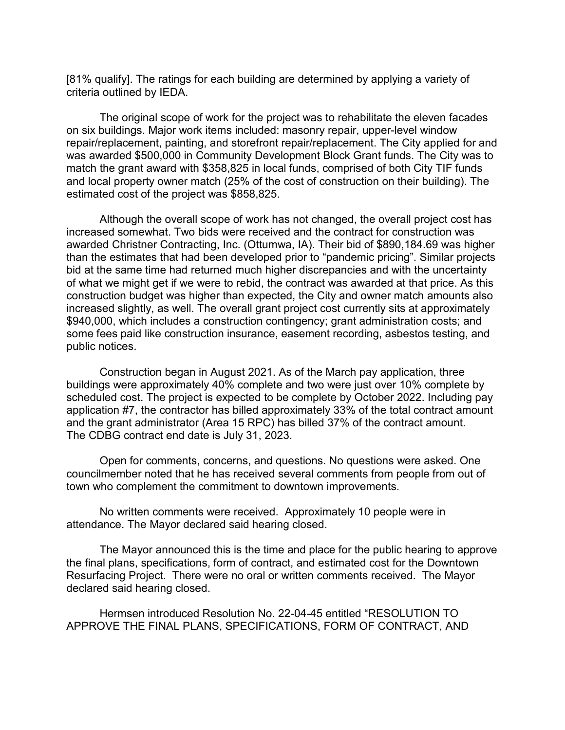[81% qualify]. The ratings for each building are determined by applying a variety of criteria outlined by IEDA.

The original scope of work for the project was to rehabilitate the eleven facades on six buildings. Major work items included: masonry repair, upper-level window repair/replacement, painting, and storefront repair/replacement. The City applied for and was awarded $500,000 in Community Development Block Grant funds. The City was to match the grant award with $358,825 in local funds, comprised of both City TIF funds and local property owner match (25% of the cost of construction on their building). The estimated cost of the project was $858,825.

Although the overall scope of work has not changed, the overall project cost has increased somewhat. Two bids were received and the contract for construction was awarded Christner Contracting, Inc. (Ottumwa, IA). Their bid of $890,184.69 was higher than the estimates that had been developed prior to "pandemic pricing". Similar projects bid at the same time had returned much higher discrepancies and with the uncertainty of what we might get if we were to rebid, the contract was awarded at that price. As this construction budget was higher than expected, the City and owner match amounts also increased slightly, as well. The overall grant project cost currently sits at approximately $940,000, which includes a construction contingency; grant administration costs; and some fees paid like construction insurance, easement recording, asbestos testing, and public notices.

Construction began in August 2021. As of the March pay application, three buildings were approximately 40% complete and two were just over 10% complete by scheduled cost. The project is expected to be complete by October 2022. Including pay application #7, the contractor has billed approximately 33% of the total contract amount and the grant administrator (Area 15 RPC) has billed 37% of the contract amount. The CDBG contract end date is July 31, 2023.

Open for comments, concerns, and questions. No questions were asked. One councilmember noted that he has received several comments from people from out of town who complement the commitment to downtown improvements.

No written comments were received. Approximately 10 people were in attendance. The Mayor declared said hearing closed.

The Mayor announced this is the time and place for the public hearing to approve the final plans, specifications, form of contract, and estimated cost for the Downtown Resurfacing Project. There were no oral or written comments received. The Mayor declared said hearing closed.

Hermsen introduced Resolution No. 22-04-45 entitled "RESOLUTION TO APPROVE THE FINAL PLANS, SPECIFICATIONS, FORM OF CONTRACT, AND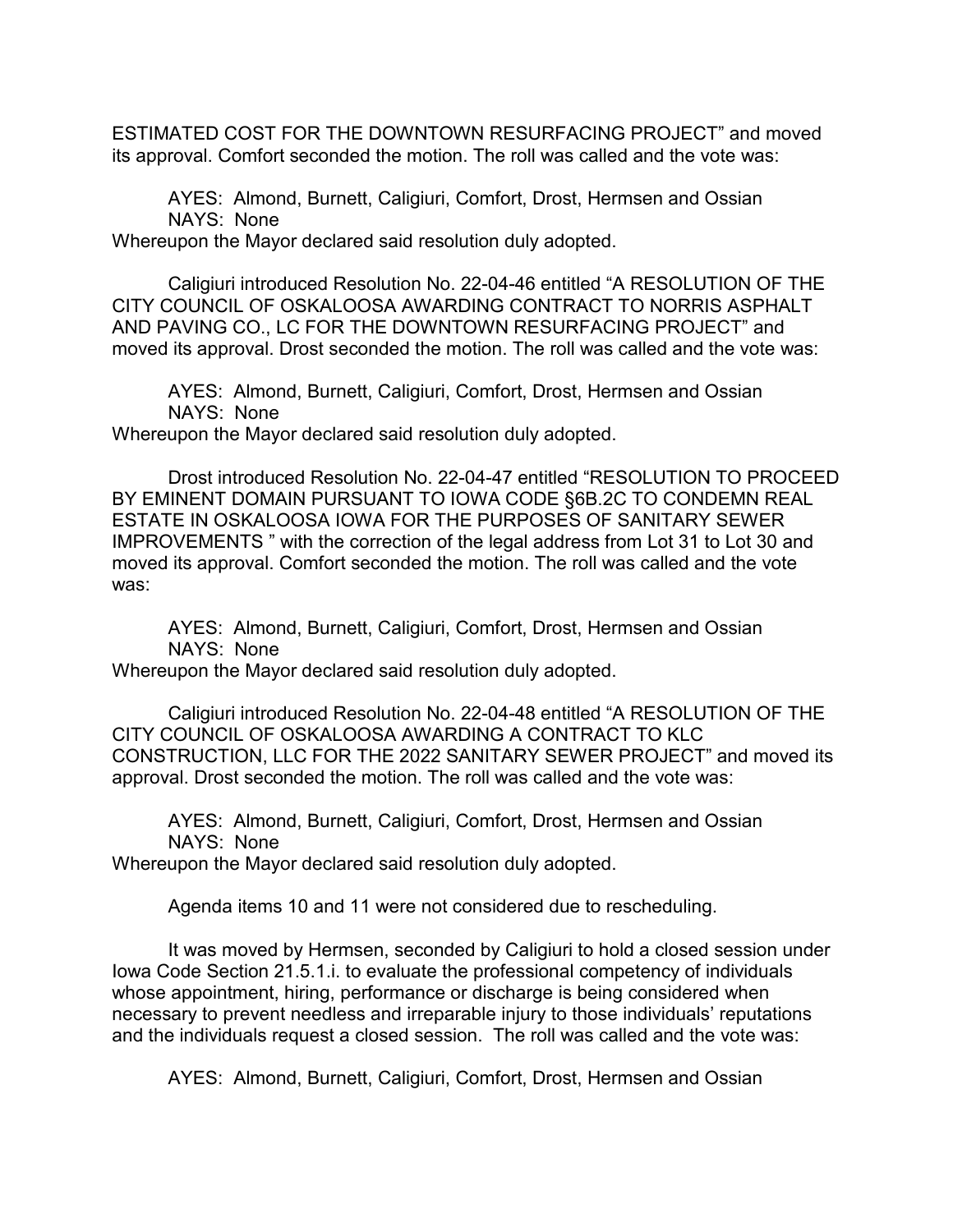ESTIMATED COST FOR THE DOWNTOWN RESURFACING PROJECT" and moved its approval. Comfort seconded the motion. The roll was called and the vote was:

AYES: Almond, Burnett, Caligiuri, Comfort, Drost, Hermsen and Ossian
NAYS: None

Whereupon the Mayor declared said resolution duly adopted.

Caligiuri introduced Resolution No. 22-04-46 entitled "A RESOLUTION OF THE CITY COUNCIL OF OSKALOOSA AWARDING CONTRACT TO NORRIS ASPHALT AND PAVING CO., LC FOR THE DOWNTOWN RESURFACING PROJECT" and moved its approval. Drost seconded the motion. The roll was called and the vote was:

AYES: Almond, Burnett, Caligiuri, Comfort, Drost, Hermsen and Ossian
NAYS: None

Whereupon the Mayor declared said resolution duly adopted.

Drost introduced Resolution No. 22-04-47 entitled "RESOLUTION TO PROCEED BY EMINENT DOMAIN PURSUANT TO IOWA CODE §6B.2C TO CONDEMN REAL ESTATE IN OSKALOOSA IOWA FOR THE PURPOSES OF SANITARY SEWER IMPROVEMENTS " with the correction of the legal address from Lot 31 to Lot 30 and moved its approval. Comfort seconded the motion. The roll was called and the vote was:

AYES: Almond, Burnett, Caligiuri, Comfort, Drost, Hermsen and Ossian
NAYS: None

Whereupon the Mayor declared said resolution duly adopted.

Caligiuri introduced Resolution No. 22-04-48 entitled "A RESOLUTION OF THE CITY COUNCIL OF OSKALOOSA AWARDING A CONTRACT TO KLC CONSTRUCTION, LLC FOR THE 2022 SANITARY SEWER PROJECT" and moved its approval. Drost seconded the motion. The roll was called and the vote was:

AYES: Almond, Burnett, Caligiuri, Comfort, Drost, Hermsen and Ossian
NAYS: None

Whereupon the Mayor declared said resolution duly adopted.

Agenda items 10 and 11 were not considered due to rescheduling.

It was moved by Hermsen, seconded by Caligiuri to hold a closed session under Iowa Code Section 21.5.1.i. to evaluate the professional competency of individuals whose appointment, hiring, performance or discharge is being considered when necessary to prevent needless and irreparable injury to those individuals' reputations and the individuals request a closed session. The roll was called and the vote was:

AYES: Almond, Burnett, Caligiuri, Comfort, Drost, Hermsen and Ossian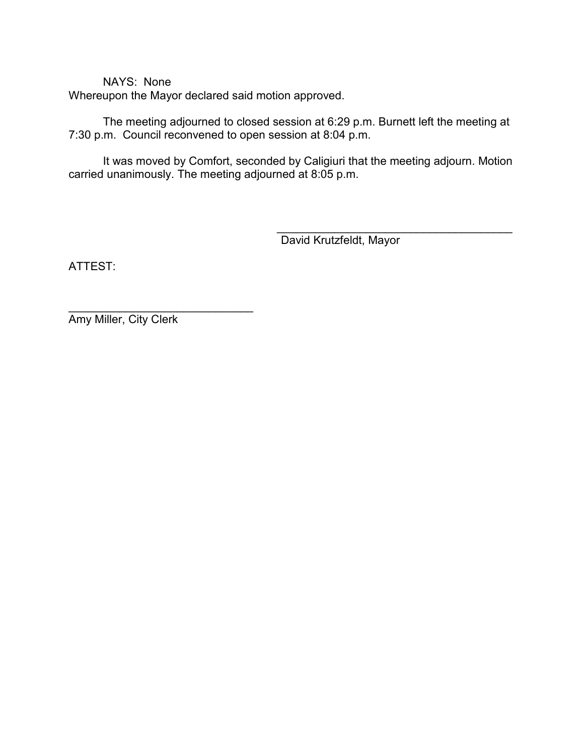NAYS: None
Whereupon the Mayor declared said motion approved.

The meeting adjourned to closed session at 6:29 p.m. Burnett left the meeting at 7:30 p.m. Council reconvened to open session at 8:04 p.m.

It was moved by Comfort, seconded by Caligiuri that the meeting adjourn. Motion carried unanimously. The meeting adjourned at 8:05 p.m.

\_\_\_\_\_\_\_\_\_\_\_\_\_\_\_\_\_\_\_\_\_\_\_\_\_\_\_\_\_\_\_\_\_\_\_\_\_\_\_\_
David Krutzfeldt, Mayor

ATTEST:

\_\_\_\_\_\_\_\_\_\_\_\_\_\_\_\_\_\_\_\_\_\_\_\_\_\_\_\_\_\_\_\_
Amy Miller, City Clerk